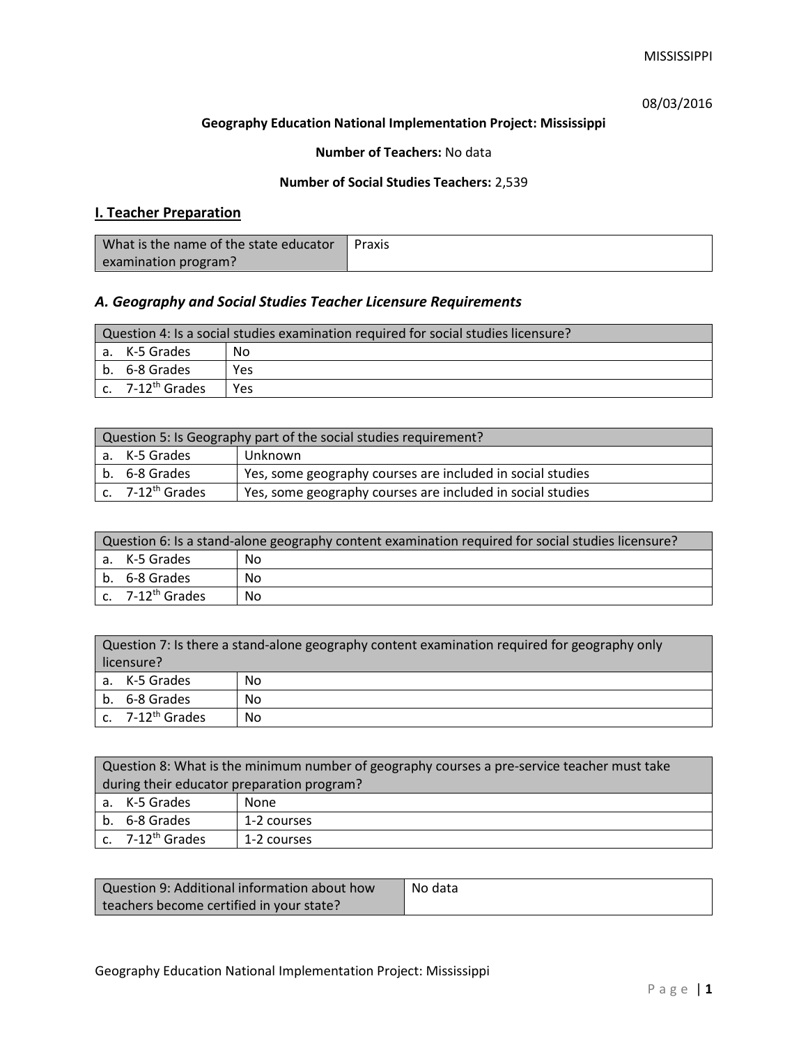08/03/2016

**Geography Education National Implementation Project: Mississippi**

**Number of Teachers:** No data

**Number of Social Studies Teachers:** 2,539

## I. Teacher Preparation

| What is the name of the state educator examination program? | Praxis |
|---|---|

### *A. Geography and Social Studies Teacher Licensure Requirements*

| Question 4: Is a social studies examination required for social studies licensure? | |
|---|---|
| a. K-5 Grades | No |
| b. 6-8 Grades | Yes |
| c. 7-12th Grades | Yes |

| Question 5: Is Geography part of the social studies requirement? | |
|---|---|
| a. K-5 Grades | Unknown |
| b. 6-8 Grades | Yes, some geography courses are included in social studies |
| c. 7-12th Grades | Yes, some geography courses are included in social studies |

| Question 6: Is a stand-alone geography content examination required for social studies licensure? | |
|---|---|
| a. K-5 Grades | No |
| b. 6-8 Grades | No |
| c. 7-12th Grades | No |

| Question 7: Is there a stand-alone geography content examination required for geography only licensure? | |
|---|---|
| a. K-5 Grades | No |
| b. 6-8 Grades | No |
| c. 7-12th Grades | No |

| Question 8: What is the minimum number of geography courses a pre-service teacher must take during their educator preparation program? | |
|---|---|
| a. K-5 Grades | None |
| b. 6-8 Grades | 1-2 courses |
| c. 7-12th Grades | 1-2 courses |

| Question 9: Additional information about how teachers become certified in your state? | No data |
|---|---|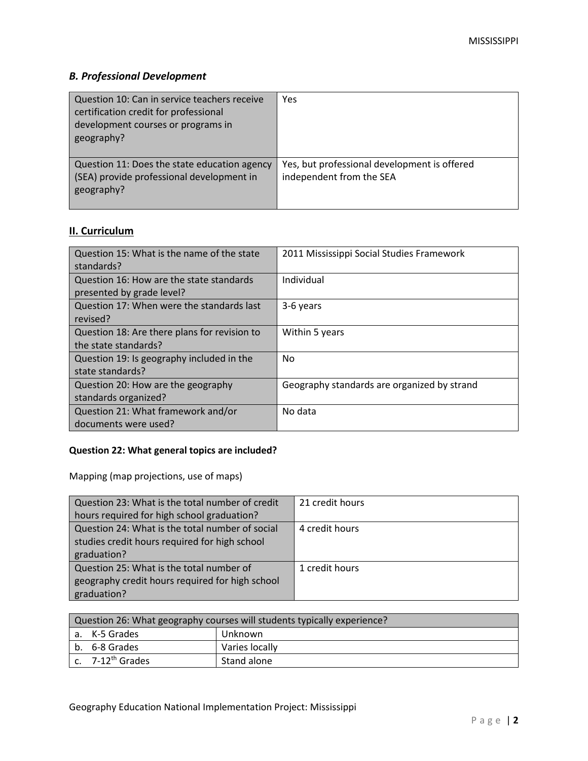### *B. Professional Development*

| | |
|---|---|
| Question 10: Can in service teachers receive certification credit for professional development courses or programs in geography? | Yes |
| Question 11: Does the state education agency (SEA) provide professional development in geography? | Yes, but professional development is offered independent from the SEA |

## II. Curriculum

| | |
|---|---|
| Question 15: What is the name of the state standards? | 2011 Mississippi Social Studies Framework |
| Question 16: How are the state standards presented by grade level? | Individual |
| Question 17: When were the standards last revised? | 3-6 years |
| Question 18: Are there plans for revision to the state standards? | Within 5 years |
| Question 19: Is geography included in the state standards? | No |
| Question 20: How are the geography standards organized? | Geography standards are organized by strand |
| Question 21: What framework and/or documents were used? | No data |

**Question 22: What general topics are included?**

Mapping (map projections, use of maps)

| | |
|---|---|
| Question 23: What is the total number of credit hours required for high school graduation? | 21 credit hours |
| Question 24: What is the total number of social studies credit hours required for high school graduation? | 4 credit hours |
| Question 25: What is the total number of geography credit hours required for high school graduation? | 1 credit hours |

| Question 26: What geography courses will students typically experience? | |
|---|---|
| a. K-5 Grades | Unknown |
| b. 6-8 Grades | Varies locally |
| c. 7-12th Grades | Stand alone |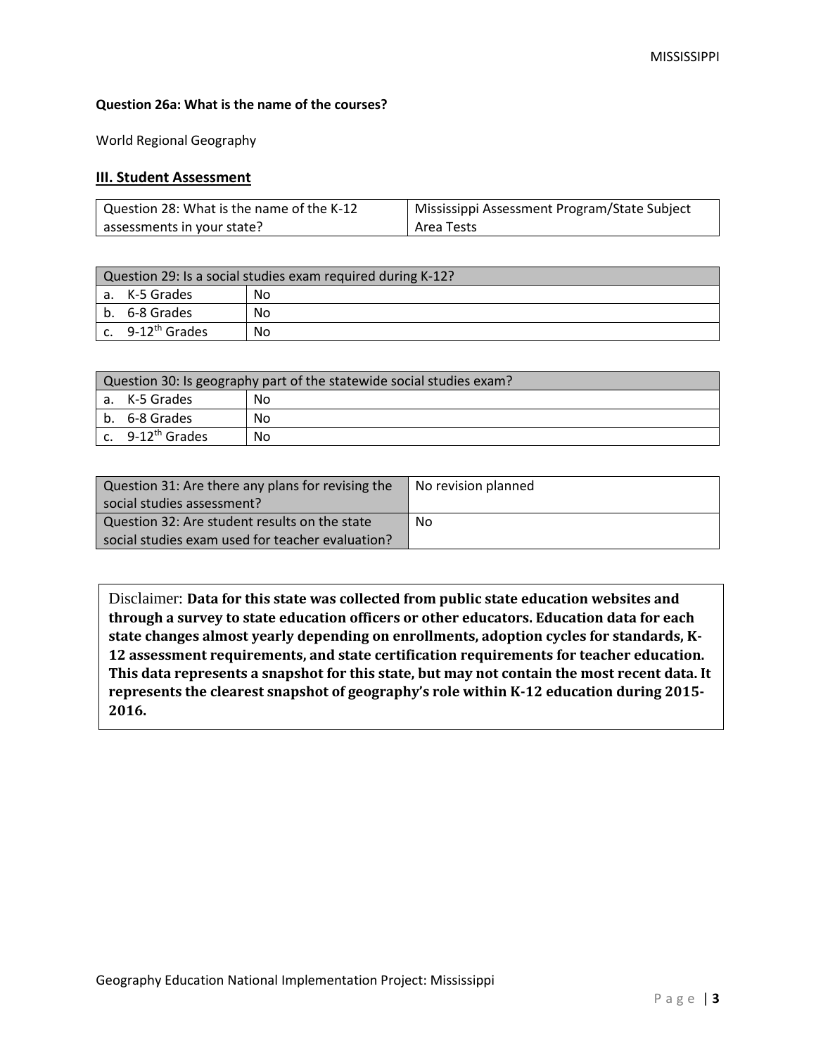**Question 26a: What is the name of the courses?**

World Regional Geography

## III. Student Assessment

| | |
|---|---|
| Question 28: What is the name of the K-12 assessments in your state? | Mississippi Assessment Program/State Subject Area Tests |

| Question 29: Is a social studies exam required during K-12? | |
|---|---|
| a. K-5 Grades | No |
| b. 6-8 Grades | No |
| c. 9-12th Grades | No |

| Question 30: Is geography part of the statewide social studies exam? | |
|---|---|
| a. K-5 Grades | No |
| b. 6-8 Grades | No |
| c. 9-12th Grades | No |

| | |
|---|---|
| Question 31: Are there any plans for revising the social studies assessment? | No revision planned |
| Question 32: Are student results on the state social studies exam used for teacher evaluation? | No |

Disclaimer: **Data for this state was collected from public state education websites and through a survey to state education officers or other educators. Education data for each state changes almost yearly depending on enrollments, adoption cycles for standards, K-12 assessment requirements, and state certification requirements for teacher education. This data represents a snapshot for this state, but may not contain the most recent data. It represents the clearest snapshot of geography's role within K-12 education during 2015-2016.**